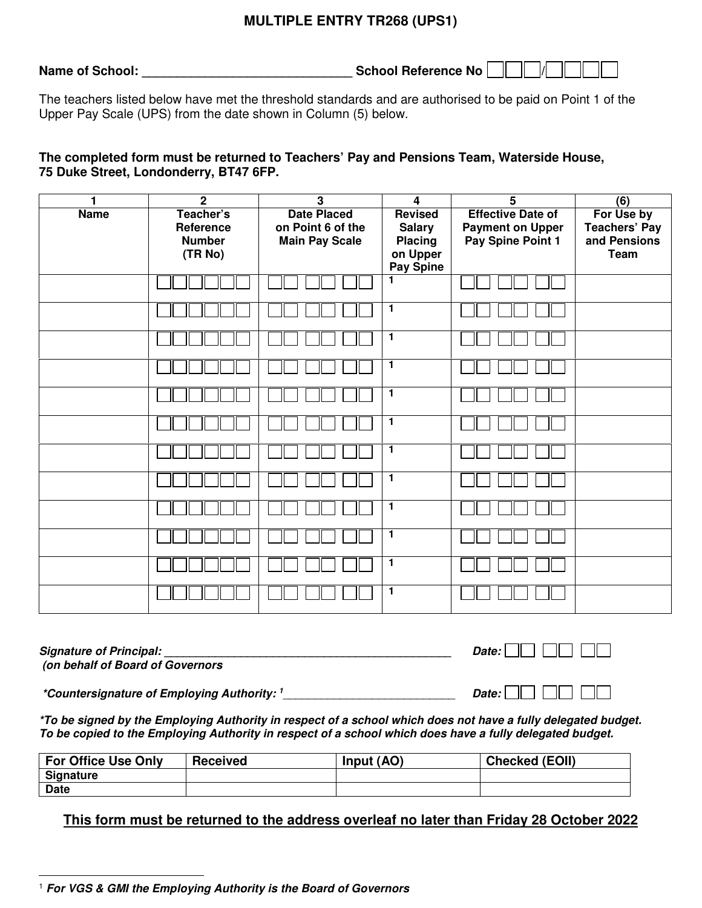# MULTIPLE ENTRY TR268 (UPS1)

**Name of School:** ______________________________ **School Reference No** ☐☐☐/☐☐☐☐

The teachers listed below have met the threshold standards and are authorised to be paid on Point 1 of the Upper Pay Scale (UPS) from the date shown in Column (5) below.

**The completed form must be returned to Teachers' Pay and Pensions Team, Waterside House, 75 Duke Street, Londonderry, BT47 6FP.**

| 1 | 2 | 3 | 4 | 5 | (6) |
|---|---|---|---|---|---|
| **Name** | **Teacher's Reference Number (TR No)** | **Date Placed on Point 6 of the Main Pay Scale** | **Revised Salary Placing on Upper Pay Spine** | **Effective Date of Payment on Upper Pay Spine Point 1** | **For Use by Teachers' Pay and Pensions Team** |
| | ☐☐☐☐☐☐ | ☐☐ ☐☐ ☐☐ | 1 | ☐☐ ☐☐ ☐☐ | |
| | ☐☐☐☐☐☐ | ☐☐ ☐☐ ☐☐ | 1 | ☐☐ ☐☐ ☐☐ | |
| | ☐☐☐☐☐☐ | ☐☐ ☐☐ ☐☐ | 1 | ☐☐ ☐☐ ☐☐ | |
| | ☐☐☐☐☐☐ | ☐☐ ☐☐ ☐☐ | 1 | ☐☐ ☐☐ ☐☐ | |
| | ☐☐☐☐☐☐ | ☐☐ ☐☐ ☐☐ | 1 | ☐☐ ☐☐ ☐☐ | |
| | ☐☐☐☐☐☐ | ☐☐ ☐☐ ☐☐ | 1 | ☐☐ ☐☐ ☐☐ | |
| | ☐☐☐☐☐☐ | ☐☐ ☐☐ ☐☐ | 1 | ☐☐ ☐☐ ☐☐ | |
| | ☐☐☐☐☐☐ | ☐☐ ☐☐ ☐☐ | 1 | ☐☐ ☐☐ ☐☐ | |
| | ☐☐☐☐☐☐ | ☐☐ ☐☐ ☐☐ | 1 | ☐☐ ☐☐ ☐☐ | |
| | ☐☐☐☐☐☐ | ☐☐ ☐☐ ☐☐ | 1 | ☐☐ ☐☐ ☐☐ | |
| | ☐☐☐☐☐☐ | ☐☐ ☐☐ ☐☐ | 1 | ☐☐ ☐☐ ☐☐ | |
| | ☐☐☐☐☐☐ | ☐☐ ☐☐ ☐☐ | 1 | ☐☐ ☐☐ ☐☐ | |

***Signature of Principal:*** ______________________________________________ ***Date:*** ☐☐ ☐☐ ☐☐
***(on behalf of Board of Governors***

***\*Countersignature of Employing Authority:*** [1] ___________________________ ***Date:*** ☐☐ ☐☐ ☐☐

***\*To be signed by the Employing Authority in respect of a school which does not have a fully delegated budget. To be copied to the Employing Authority in respect of a school which does have a fully delegated budget.***

| For Office Use Only | Received | Input (AO) | Checked (EOII) |
|---|---|---|---|
| **Signature** | | | |
| **Date** | | | |

**<u>This form must be returned to the address overleaf no later than Friday 28 October 2022</u>**

[1] ***For VGS & GMI the Employing Authority is the Board of Governors***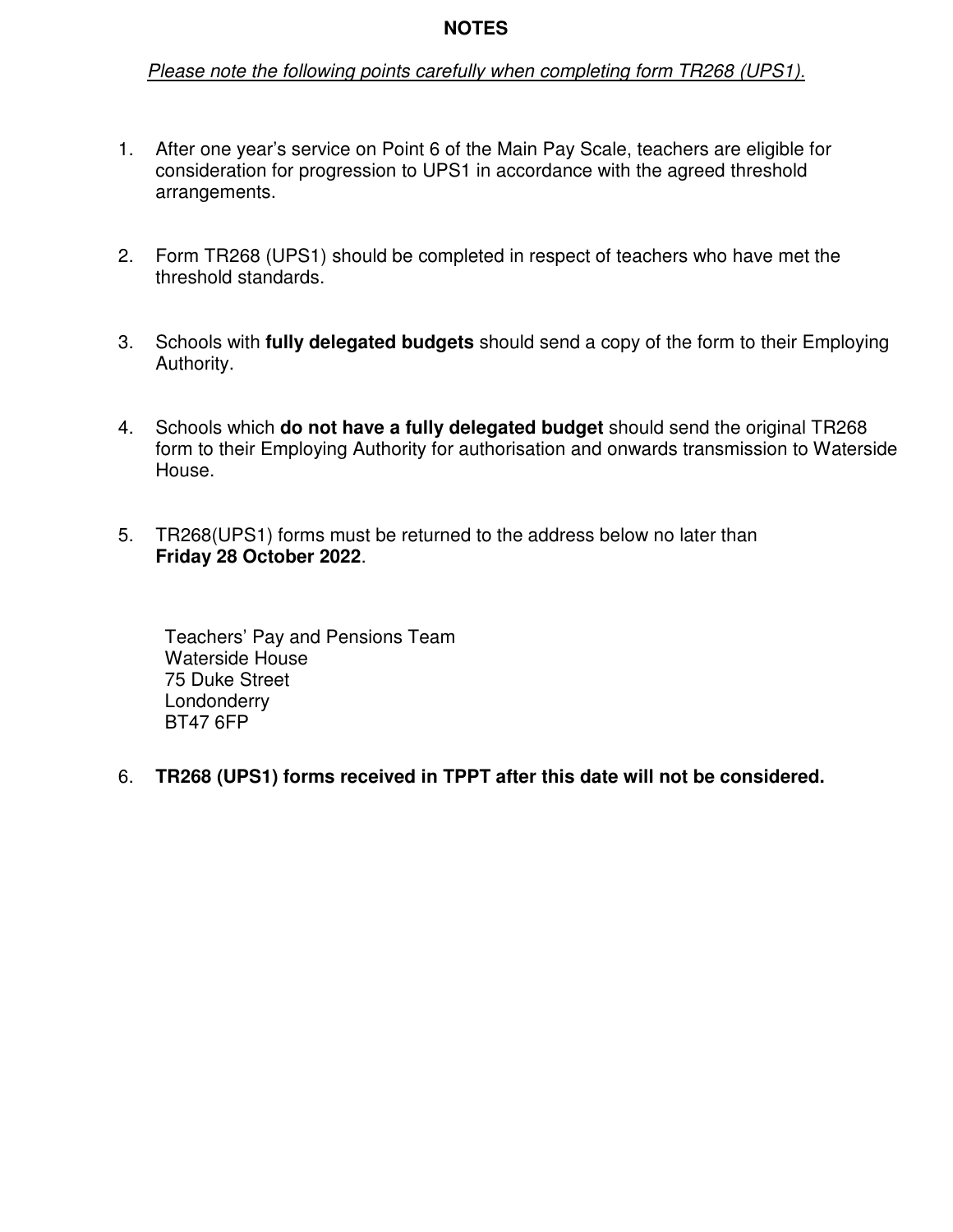**NOTES**

*Please note the following points carefully when completing form TR268 (UPS1).*

1. After one year's service on Point 6 of the Main Pay Scale, teachers are eligible for consideration for progression to UPS1 in accordance with the agreed threshold arrangements.

2. Form TR268 (UPS1) should be completed in respect of teachers who have met the threshold standards.

3. Schools with **fully delegated budgets** should send a copy of the form to their Employing Authority.

4. Schools which **do not have a fully delegated budget** should send the original TR268 form to their Employing Authority for authorisation and onwards transmission to Waterside House.

5. TR268(UPS1) forms must be returned to the address below no later than **Friday 28 October 2022**.

   Teachers' Pay and Pensions Team
   Waterside House
   75 Duke Street
   Londonderry
   BT47 6FP

6. **TR268 (UPS1) forms received in TPPT after this date will not be considered.**